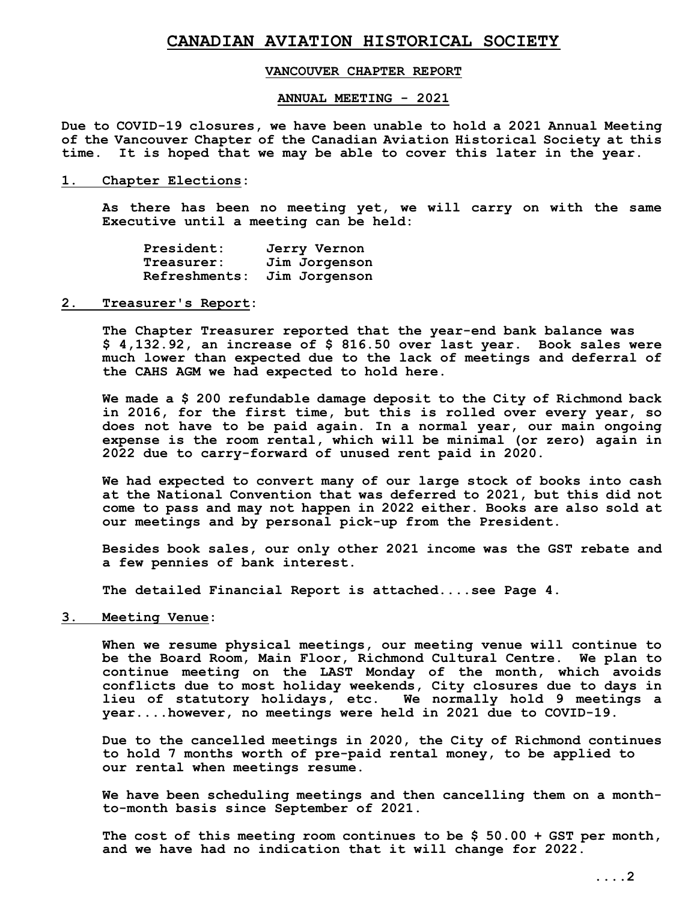# CANADIAN AVIATION HISTORICAL SOCIETY

## VANCOUVER CHAPTER REPORT

## ANNUAL MEETING - 2021

**Due to COVID-19 closures, we have been unable to hold a 2021 Annual Meeting of the Vancouver Chapter of the Canadian Aviation Historical Society at this time. It is hoped that we may be able to cover this later in the year.**

### 1. Chapter Elections:

As there has been no meeting yet, we will carry on with the same Executive until a meeting can be held:

| | |
|---|---|
| President: | Jerry Vernon |
| Treasurer: | Jim Jorgenson |
| Refreshments: | Jim Jorgenson |

### 2. Treasurer's Report:

The Chapter Treasurer reported that the year-end bank balance was $ 4,132.92, an increase of $ 816.50 over last year. Book sales were much lower than expected due to the lack of meetings and deferral of the CAHS AGM we had expected to hold here.

We made a $ 200 refundable damage deposit to the City of Richmond back in 2016, for the first time, but this is rolled over every year, so does not have to be paid again. In a normal year, our main ongoing expense is the room rental, which will be minimal (or zero) again in 2022 due to carry-forward of unused rent paid in 2020.

We had expected to convert many of our large stock of books into cash at the National Convention that was deferred to 2021, but this did not come to pass and may not happen in 2022 either. Books are also sold at our meetings and by personal pick-up from the President.

Besides book sales, our only other 2021 income was the GST rebate and a few pennies of bank interest.

The detailed Financial Report is attached....see Page 4.

### 3. Meeting Venue:

When we resume physical meetings, our meeting venue will continue to be the Board Room, Main Floor, Richmond Cultural Centre. We plan to continue meeting on the LAST Monday of the month, which avoids conflicts due to most holiday weekends, City closures due to days in lieu of statutory holidays, etc. We normally hold 9 meetings a year....however, no meetings were held in 2021 due to COVID-19.

Due to the cancelled meetings in 2020, the City of Richmond continues to hold 7 months worth of pre-paid rental money, to be applied to our rental when meetings resume.

We have been scheduling meetings and then cancelling them on a month-to-month basis since September of 2021.

The cost of this meeting room continues to be $ 50.00 + GST per month, and we have had no indication that it will change for 2022.

....2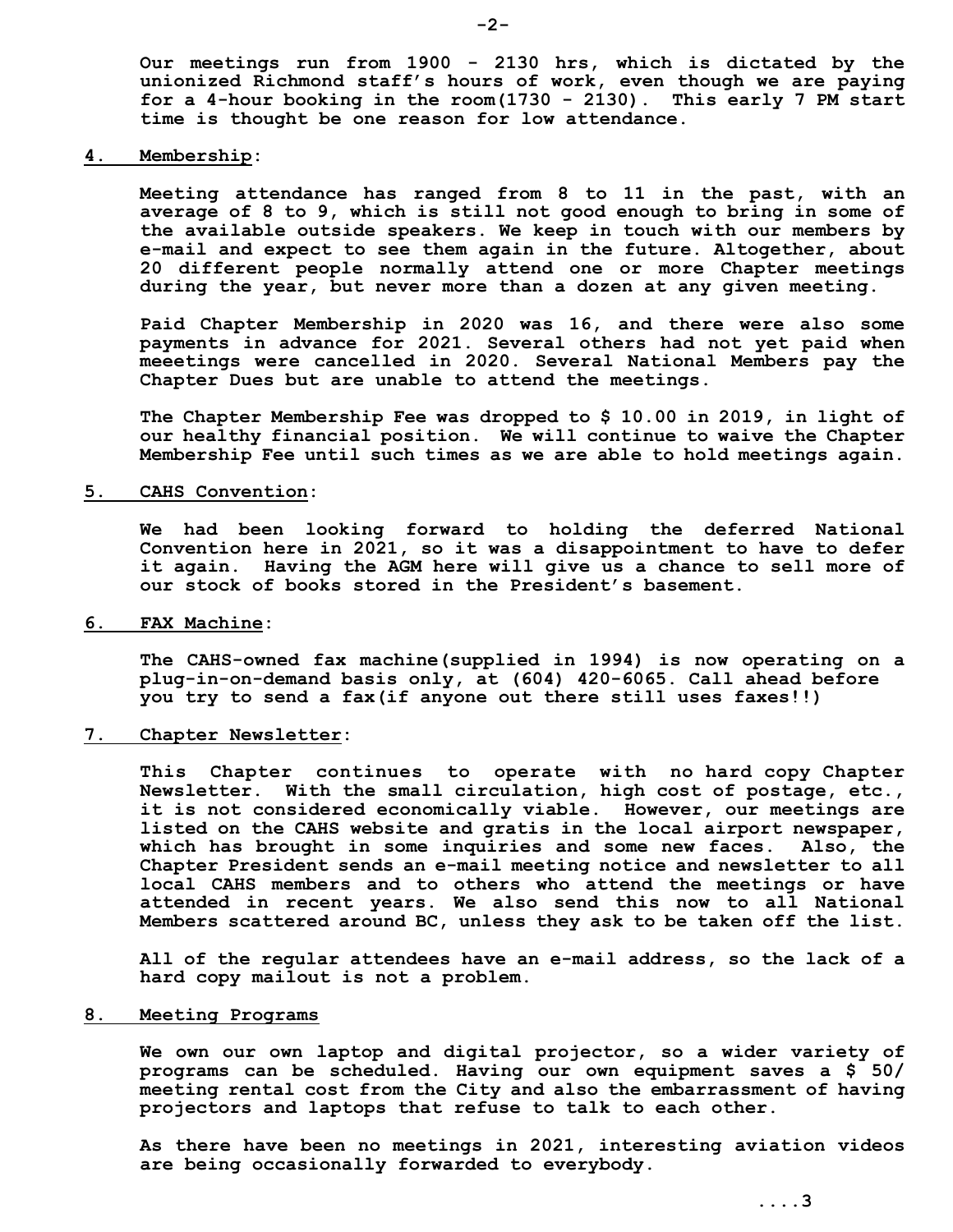Our meetings run from 1900 - 2130 hrs, which is dictated by the unionized Richmond staff's hours of work, even though we are paying for a 4-hour booking in the room(1730 - 2130). This early 7 PM start time is thought be one reason for low attendance.

**4. Membership**:

Meeting attendance has ranged from 8 to 11 in the past, with an average of 8 to 9, which is still not good enough to bring in some of the available outside speakers. We keep in touch with our members by e-mail and expect to see them again in the future. Altogether, about 20 different people normally attend one or more Chapter meetings during the year, but never more than a dozen at any given meeting.

Paid Chapter Membership in 2020 was 16, and there were also some payments in advance for 2021. Several others had not yet paid when meeetings were cancelled in 2020. Several National Members pay the Chapter Dues but are unable to attend the meetings.

The Chapter Membership Fee was dropped to $ 10.00 in 2019, in light of our healthy financial position. We will continue to waive the Chapter Membership Fee until such times as we are able to hold meetings again.

**5. CAHS Convention**:

We had been looking forward to holding the deferred National Convention here in 2021, so it was a disappointment to have to defer it again. Having the AGM here will give us a chance to sell more of our stock of books stored in the President's basement.

**6. FAX Machine**:

The CAHS-owned fax machine(supplied in 1994) is now operating on a plug-in-on-demand basis only, at (604) 420-6065. Call ahead before you try to send a fax(if anyone out there still uses faxes!!)

**7. Chapter Newsletter**:

This Chapter continues to operate with no hard copy Chapter Newsletter. With the small circulation, high cost of postage, etc., it is not considered economically viable. However, our meetings are listed on the CAHS website and gratis in the local airport newspaper, which has brought in some inquiries and some new faces. Also, the Chapter President sends an e-mail meeting notice and newsletter to all local CAHS members and to others who attend the meetings or have attended in recent years. We also send this now to all National Members scattered around BC, unless they ask to be taken off the list.

All of the regular attendees have an e-mail address, so the lack of a hard copy mailout is not a problem.

**8. Meeting Programs**

We own our own laptop and digital projector, so a wider variety of programs can be scheduled. Having our own equipment saves a $ 50/ meeting rental cost from the City and also the embarrassment of having projectors and laptops that refuse to talk to each other.

As there have been no meetings in 2021, interesting aviation videos are being occasionally forwarded to everybody.

....3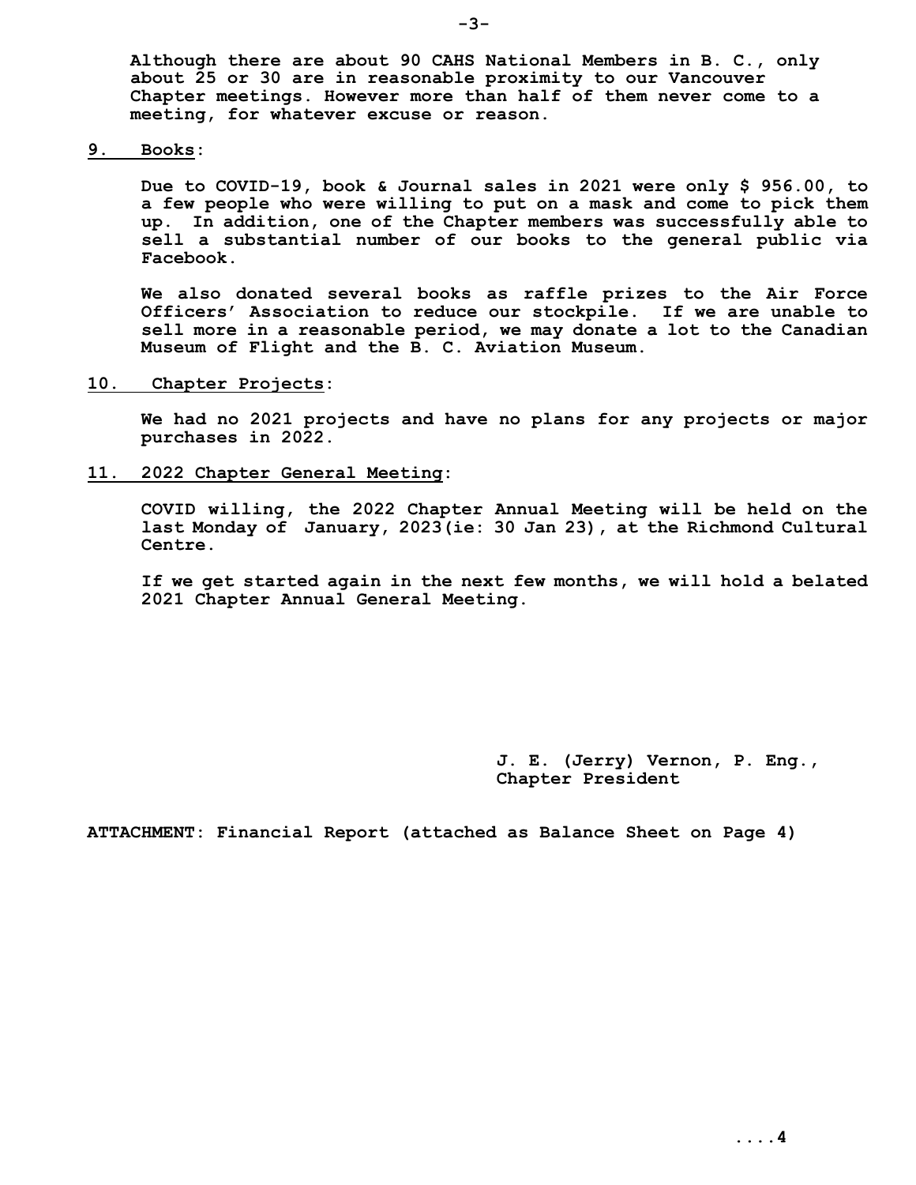**Although there are about 90 CAHS National Members in B. C., only about 25 or 30 are in reasonable proximity to our Vancouver Chapter meetings. However more than half of them never come to a meeting, for whatever excuse or reason.**

**9. <u>Books</u>:**

**Due to COVID-19, book & Journal sales in 2021 were only $ 956.00, to a few people who were willing to put on a mask and come to pick them up. In addition, one of the Chapter members was successfully able to sell a substantial number of our books to the general public via Facebook.**

**We also donated several books as raffle prizes to the Air Force Officers' Association to reduce our stockpile. If we are unable to sell more in a reasonable period, we may donate a lot to the Canadian Museum of Flight and the B. C. Aviation Museum.**

**10. <u>Chapter Projects</u>:**

**We had no 2021 projects and have no plans for any projects or major purchases in 2022.**

**11. <u>2022 Chapter General Meeting</u>:**

**COVID willing, the 2022 Chapter Annual Meeting will be held on the last Monday of January, 2023(ie: 30 Jan 23), at the Richmond Cultural Centre.**

**If we get started again in the next few months, we will hold a belated 2021 Chapter Annual General Meeting.**

**J. E. (Jerry) Vernon, P. Eng.,**
**Chapter President**

**ATTACHMENT: Financial Report (attached as Balance Sheet on Page 4)**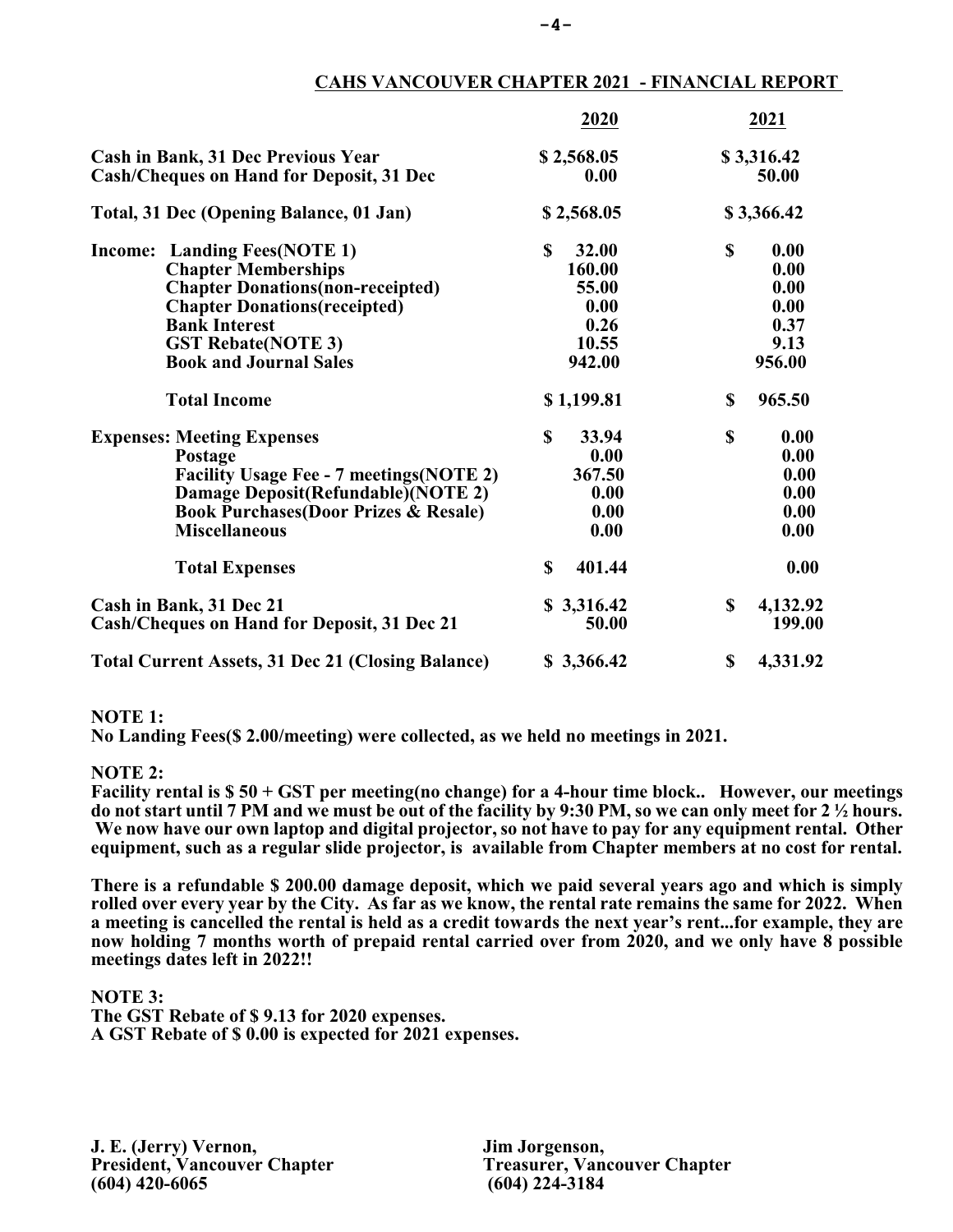## CAHS VANCOUVER CHAPTER 2021 - FINANCIAL REPORT

| | | 2020 | 2021 |
|---|---|---|---|
| **Cash in Bank, 31 Dec Previous Year** | | $ 2,568.05 | $ 3,316.42 |
| **Cash/Cheques on Hand for Deposit, 31 Dec** | | 0.00 | 50.00 |
| **Total, 31 Dec (Opening Balance, 01 Jan)** | | $ 2,568.05 | $ 3,366.42 |
| **Income:** | **Landing Fees(NOTE 1)** | $ 32.00 | $ 0.00 |
| | **Chapter Memberships** | 160.00 | 0.00 |
| | **Chapter Donations(non-receipted)** | 55.00 | 0.00 |
| | **Chapter Donations(receipted)** | 0.00 | 0.00 |
| | **Bank Interest** | 0.26 | 0.37 |
| | **GST Rebate(NOTE 3)** | 10.55 | 9.13 |
| | **Book and Journal Sales** | 942.00 | 956.00 |
| | **Total Income** | $ 1,199.81 | $ 965.50 |
| **Expenses:** | **Meeting Expenses** | $ 33.94 | $ 0.00 |
| | **Postage** | 0.00 | 0.00 |
| | **Facility Usage Fee - 7 meetings(NOTE 2)** | 367.50 | 0.00 |
| | **Damage Deposit(Refundable)(NOTE 2)** | 0.00 | 0.00 |
| | **Book Purchases(Door Prizes & Resale)** | 0.00 | 0.00 |
| | **Miscellaneous** | 0.00 | 0.00 |
| | **Total Expenses** | $ 401.44 | 0.00 |
| **Cash in Bank, 31 Dec 21** | | $ 3,316.42 | $ 4,132.92 |
| **Cash/Cheques on Hand for Deposit, 31 Dec 21** | | 50.00 | 199.00 |
| **Total Current Assets, 31 Dec 21 (Closing Balance)** | | $ 3,366.42 | $ 4,331.92 |

**NOTE 1:**
**No Landing Fees($ 2.00/meeting) were collected, as we held no meetings in 2021.**

**NOTE 2:**
**Facility rental is $ 50 + GST per meeting(no change) for a 4-hour time block.. However, our meetings do not start until 7 PM and we must be out of the facility by 9:30 PM, so we can only meet for 2 ½ hours. We now have our own laptop and digital projector, so not have to pay for any equipment rental. Other equipment, such as a regular slide projector, is available from Chapter members at no cost for rental.**

**There is a refundable $ 200.00 damage deposit, which we paid several years ago and which is simply rolled over every year by the City. As far as we know, the rental rate remains the same for 2022. When a meeting is cancelled the rental is held as a credit towards the next year's rent...for example, they are now holding 7 months worth of prepaid rental carried over from 2020, and we only have 8 possible meetings dates left in 2022!!**

**NOTE 3:**
**The GST Rebate of $ 9.13 for 2020 expenses.**
**A GST Rebate of $ 0.00 is expected for 2021 expenses.**

**J. E. (Jerry) Vernon,**
**President, Vancouver Chapter**
**(604) 420-6065**

**Jim Jorgenson,**
**Treasurer, Vancouver Chapter**
**(604) 224-3184**